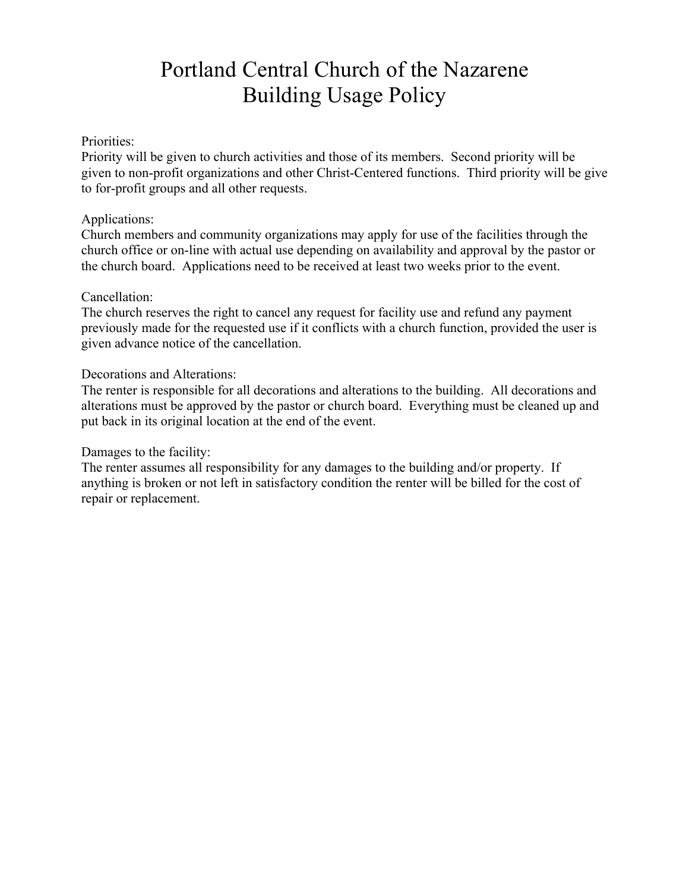# Portland Central Church of the Nazarene
# Building Usage Policy

Priorities:
Priority will be given to church activities and those of its members. Second priority will be given to non-profit organizations and other Christ-Centered functions. Third priority will be give to for-profit groups and all other requests.

Applications:
Church members and community organizations may apply for use of the facilities through the church office or on-line with actual use depending on availability and approval by the pastor or the church board. Applications need to be received at least two weeks prior to the event.

Cancellation:
The church reserves the right to cancel any request for facility use and refund any payment previously made for the requested use if it conflicts with a church function, provided the user is given advance notice of the cancellation.

Decorations and Alterations:
The renter is responsible for all decorations and alterations to the building. All decorations and alterations must be approved by the pastor or church board. Everything must be cleaned up and put back in its original location at the end of the event.

Damages to the facility:
The renter assumes all responsibility for any damages to the building and/or property. If anything is broken or not left in satisfactory condition the renter will be billed for the cost of repair or replacement.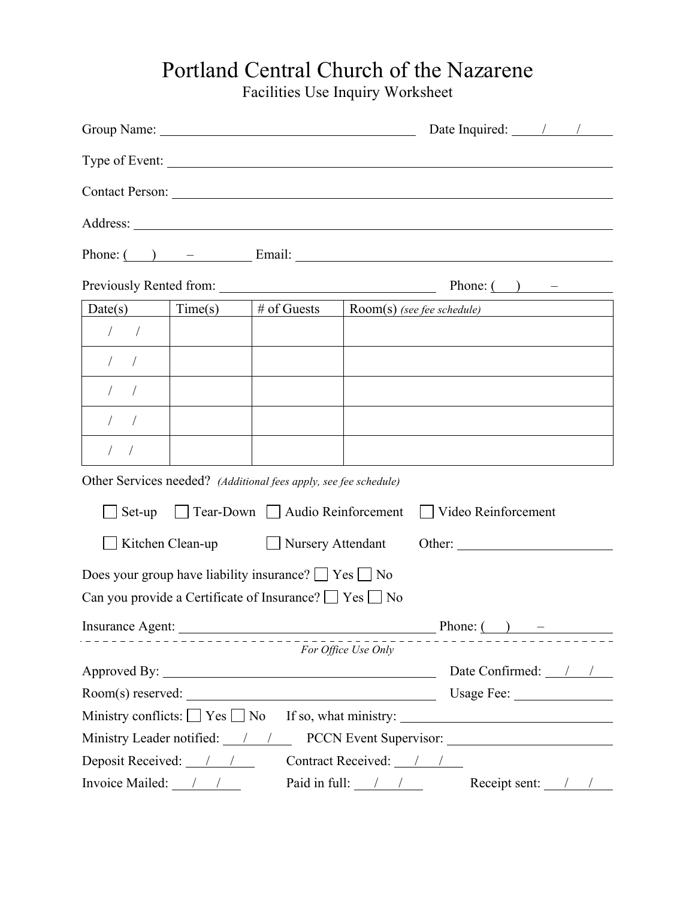# Portland Central Church of the Nazarene

Facilities Use Inquiry Worksheet

Group Name: ________________________________ Date Inquired: ____/____/____

Type of Event: ________________________________

Contact Person: ________________________________

Address: ________________________________

Phone: (   )    –     Email: ________________________________

Previously Rented from: ________________________ Phone: (   )    –

| Date(s) | Time(s) | # of Guests | Room(s) *(see fee schedule)* |
|---|---|---|---|
| / / | | | |
| / / | | | |
| / / | | | |
| / / | | | |
| / / | | | |

Other Services needed? *(Additional fees apply, see fee schedule)*

☐ Set-up ☐ Tear-Down ☐ Audio Reinforcement ☐ Video Reinforcement

☐ Kitchen Clean-up ☐ Nursery Attendant Other: ________________

Does your group have liability insurance? ☐ Yes ☐ No

Can you provide a Certificate of Insurance? ☐ Yes ☐ No

Insurance Agent: ________________________ Phone: (   )    –

*For Office Use Only*

Approved By: ________________________ Date Confirmed: ___/___/___

Room(s) reserved: ________________________ Usage Fee: ____________

Ministry conflicts: ☐ Yes ☐ No If so, what ministry: ________________

Ministry Leader notified: ___/___/___ PCCN Event Supervisor: ________________

Deposit Received: ___/___/___ Contract Received: ___/___/___

Invoice Mailed: ___/___/___ Paid in full: ___/___/___ Receipt sent: ___/___/___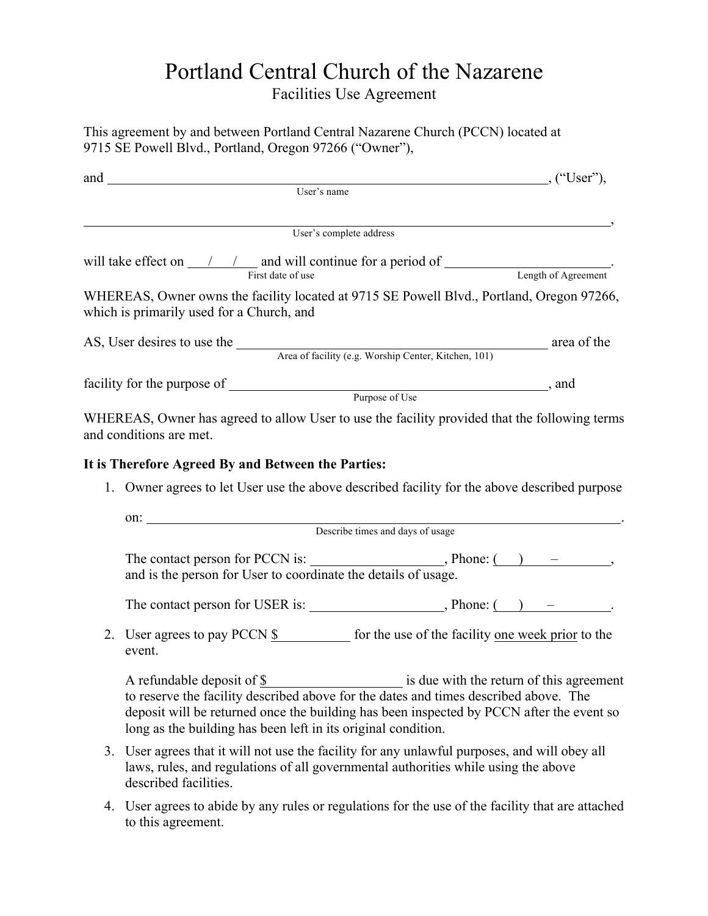# Portland Central Church of the Nazarene

Facilities Use Agreement

This agreement by and between Portland Central Nazarene Church (PCCN) located at 9715 SE Powell Blvd., Portland, Oregon 97266 ("Owner"),

and ________________________________________________________________, ("User"),
User's name

________________________________________________________________________,
User's complete address

will take effect on \_\_\_/\_\_\_/\_\_\_ and will continue for a period of ________________________.
First date of use — Length of Agreement

WHEREAS, Owner owns the facility located at 9715 SE Powell Blvd., Portland, Oregon 97266, which is primarily used for a Church, and

AS, User desires to use the ______________________________________ area of the
Area of facility (e.g. Worship Center, Kitchen, 101)

facility for the purpose of ______________________________________, and
Purpose of Use

WHEREAS, Owner has agreed to allow User to use the facility provided that the following terms and conditions are met.

**It is Therefore Agreed By and Between the Parties:**

1. Owner agrees to let User use the above described facility for the above described purpose

   on: ________________________________________________________________.
   Describe times and days of usage

   The contact person for PCCN is: __________________, Phone: (\_\_\_) \_\_\_\_ – \_\_\_\_\_\_\_\_, and is the person for User to coordinate the details of usage.

   The contact person for USER is: __________________, Phone: (\_\_\_) \_\_\_\_ – \_\_\_\_\_\_\_\_.

2. User agrees to pay PCCN $__________ for the use of the facility one week prior to the event.

   A refundable deposit of $__________________ is due with the return of this agreement to reserve the facility described above for the dates and times described above. The deposit will be returned once the building has been inspected by PCCN after the event so long as the building has been left in its original condition.

3. User agrees that it will not use the facility for any unlawful purposes, and will obey all laws, rules, and regulations of all governmental authorities while using the above described facilities.

4. User agrees to abide by any rules or regulations for the use of the facility that are attached to this agreement.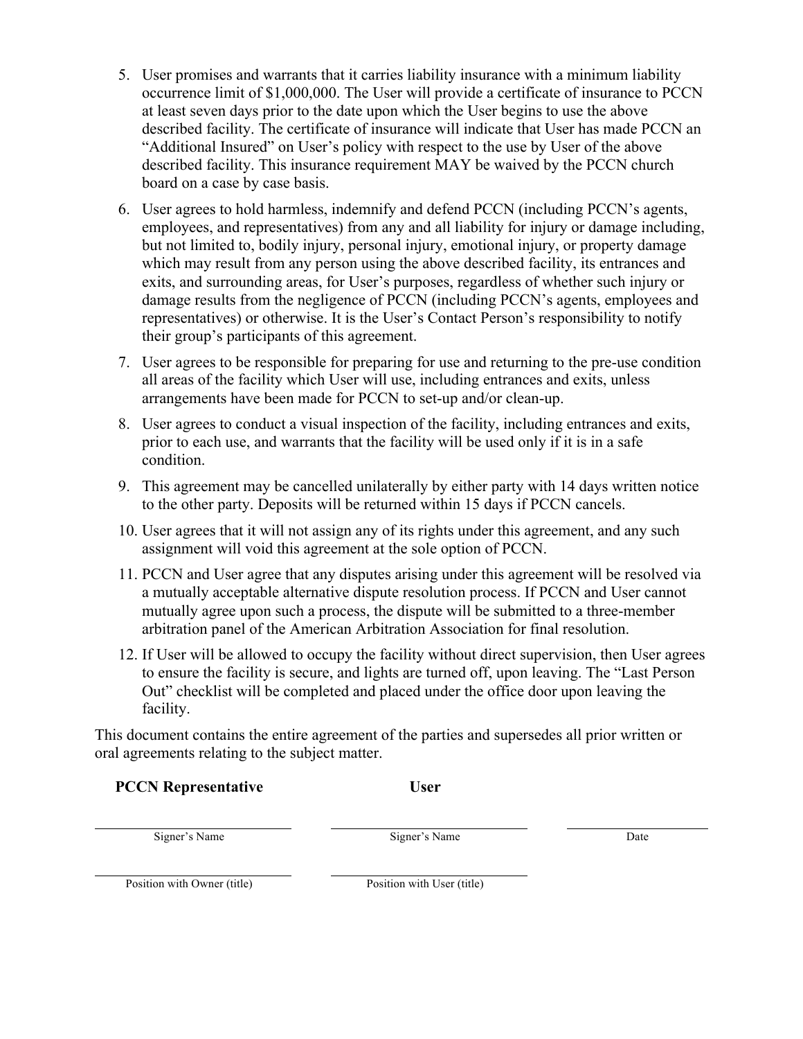5. User promises and warrants that it carries liability insurance with a minimum liability occurrence limit of $1,000,000. The User will provide a certificate of insurance to PCCN at least seven days prior to the date upon which the User begins to use the above described facility. The certificate of insurance will indicate that User has made PCCN an "Additional Insured" on User's policy with respect to the use by User of the above described facility. This insurance requirement MAY be waived by the PCCN church board on a case by case basis.
6. User agrees to hold harmless, indemnify and defend PCCN (including PCCN's agents, employees, and representatives) from any and all liability for injury or damage including, but not limited to, bodily injury, personal injury, emotional injury, or property damage which may result from any person using the above described facility, its entrances and exits, and surrounding areas, for User's purposes, regardless of whether such injury or damage results from the negligence of PCCN (including PCCN's agents, employees and representatives) or otherwise. It is the User's Contact Person's responsibility to notify their group's participants of this agreement.
7. User agrees to be responsible for preparing for use and returning to the pre-use condition all areas of the facility which User will use, including entrances and exits, unless arrangements have been made for PCCN to set-up and/or clean-up.
8. User agrees to conduct a visual inspection of the facility, including entrances and exits, prior to each use, and warrants that the facility will be used only if it is in a safe condition.
9. This agreement may be cancelled unilaterally by either party with 14 days written notice to the other party. Deposits will be returned within 15 days if PCCN cancels.
10. User agrees that it will not assign any of its rights under this agreement, and any such assignment will void this agreement at the sole option of PCCN.
11. PCCN and User agree that any disputes arising under this agreement will be resolved via a mutually acceptable alternative dispute resolution process. If PCCN and User cannot mutually agree upon such a process, the dispute will be submitted to a three-member arbitration panel of the American Arbitration Association for final resolution.
12. If User will be allowed to occupy the facility without direct supervision, then User agrees to ensure the facility is secure, and lights are turned off, upon leaving. The "Last Person Out" checklist will be completed and placed under the office door upon leaving the facility.

This document contains the entire agreement of the parties and supersedes all prior written or oral agreements relating to the subject matter.

| **PCCN Representative** | **User** | |
|---|---|---|
| ______________________ | ______________________ | ______________ |
| Signer's Name | Signer's Name | Date |
| ______________________ | ______________________ | |
| Position with Owner (title) | Position with User (title) | |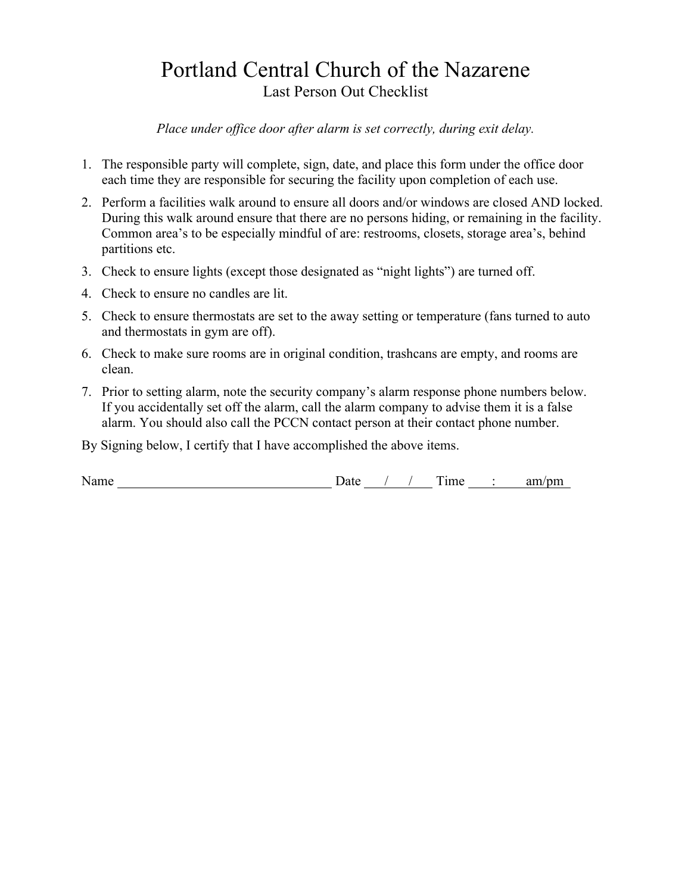# Portland Central Church of the Nazarene

## Last Person Out Checklist

*Place under office door after alarm is set correctly, during exit delay.*

1. The responsible party will complete, sign, date, and place this form under the office door each time they are responsible for securing the facility upon completion of each use.
2. Perform a facilities walk around to ensure all doors and/or windows are closed AND locked. During this walk around ensure that there are no persons hiding, or remaining in the facility. Common area's to be especially mindful of are: restrooms, closets, storage area's, behind partitions etc.
3. Check to ensure lights (except those designated as "night lights") are turned off.
4. Check to ensure no candles are lit.
5. Check to ensure thermostats are set to the away setting or temperature (fans turned to auto and thermostats in gym are off).
6. Check to make sure rooms are in original condition, trashcans are empty, and rooms are clean.
7. Prior to setting alarm, note the security company's alarm response phone numbers below. If you accidentally set off the alarm, call the alarm company to advise them it is a false alarm. You should also call the PCCN contact person at their contact phone number.

By Signing below, I certify that I have accomplished the above items.

Name ________________________________ Date ___/___/___ Time ___:___ am/pm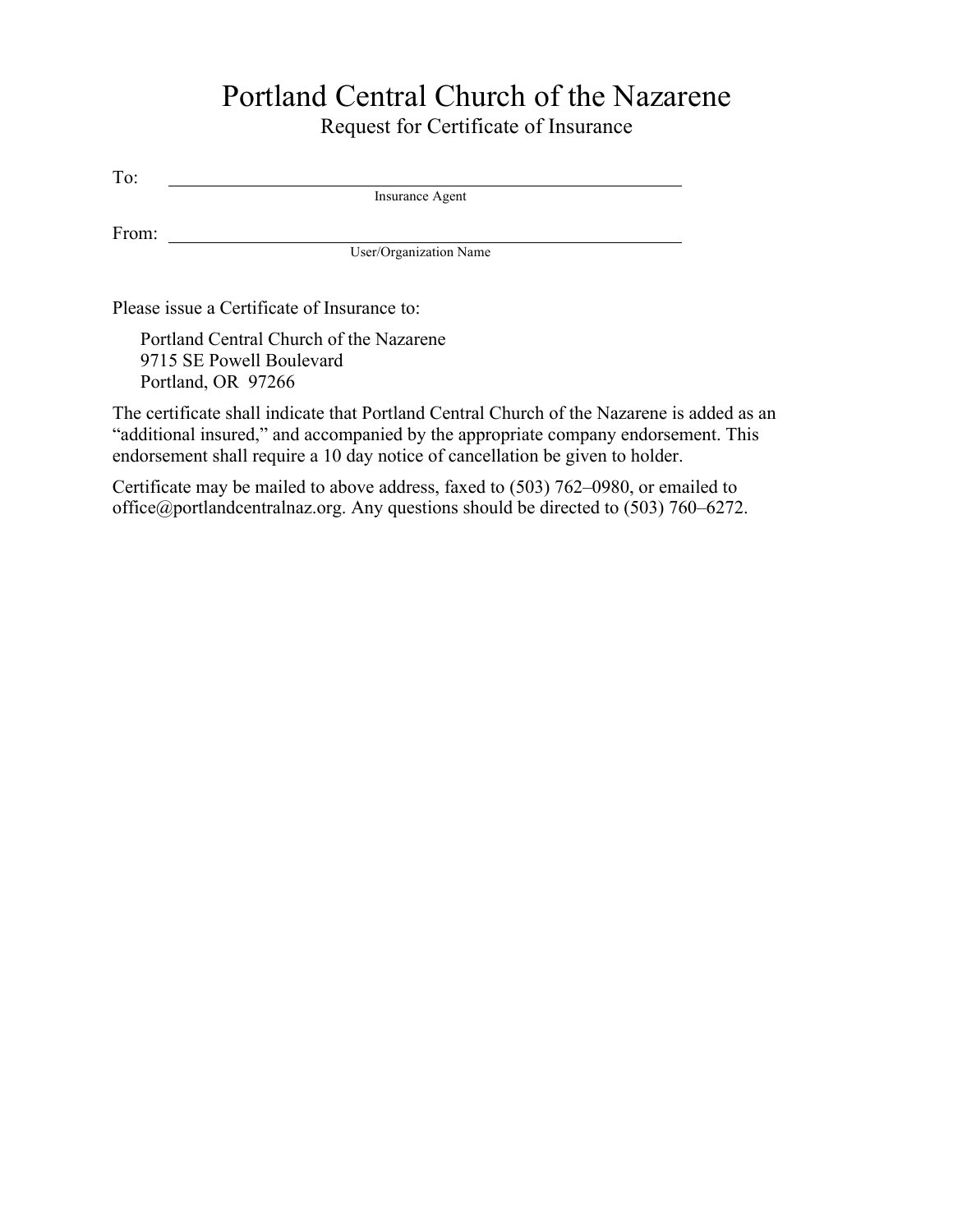# Portland Central Church of the Nazarene

## Request for Certificate of Insurance

To: ______________________________________________
Insurance Agent

From: ______________________________________________
User/Organization Name

Please issue a Certificate of Insurance to:

Portland Central Church of the Nazarene
9715 SE Powell Boulevard
Portland, OR  97266

The certificate shall indicate that Portland Central Church of the Nazarene is added as an "additional insured," and accompanied by the appropriate company endorsement. This endorsement shall require a 10 day notice of cancellation be given to holder.

Certificate may be mailed to above address, faxed to (503) 762–0980, or emailed to office@portlandcentralnaz.org. Any questions should be directed to (503) 760–6272.